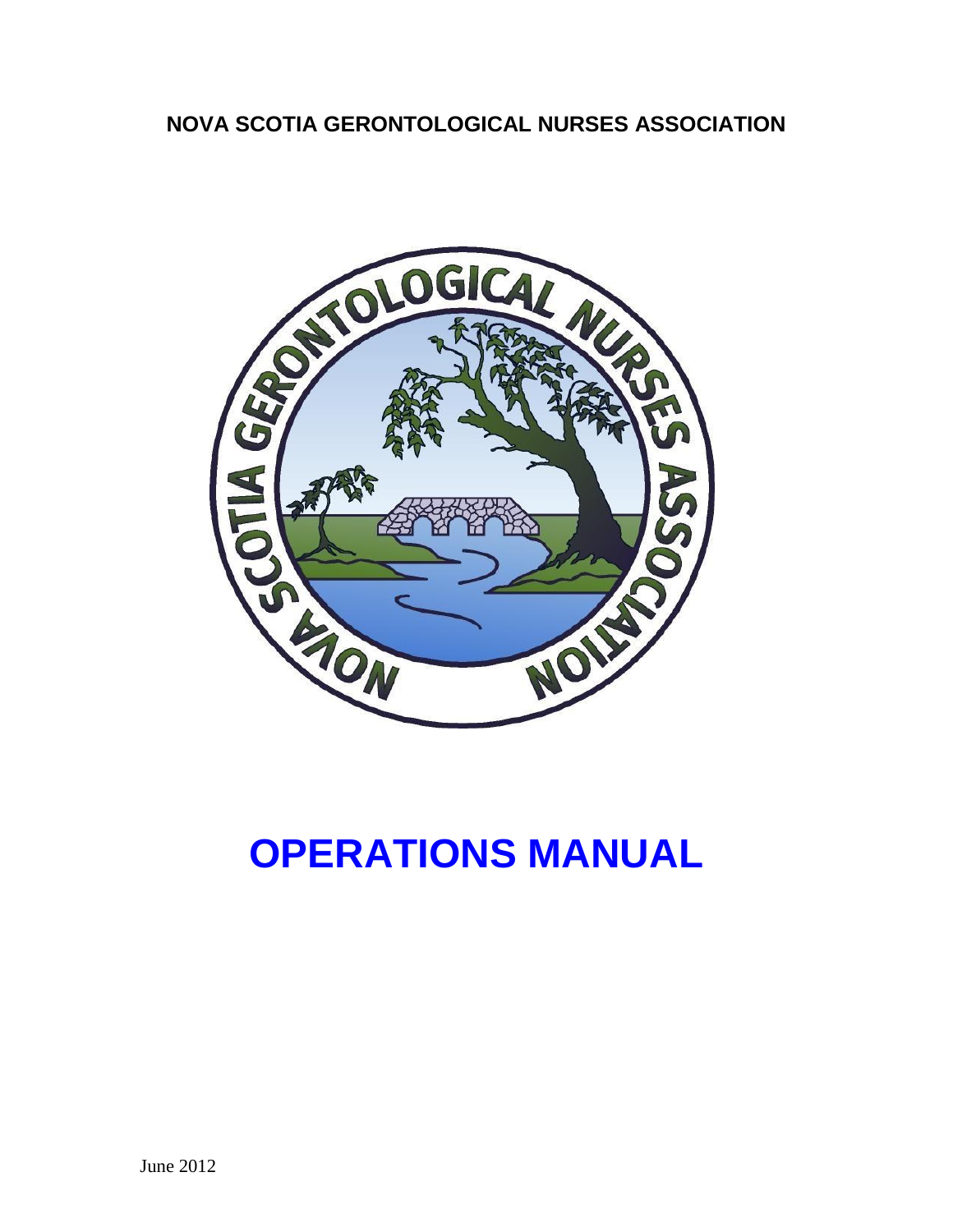**NOVA SCOTIA GERONTOLOGICAL NURSES ASSOCIATION**

# OPERATIONS MANUAL

June 2012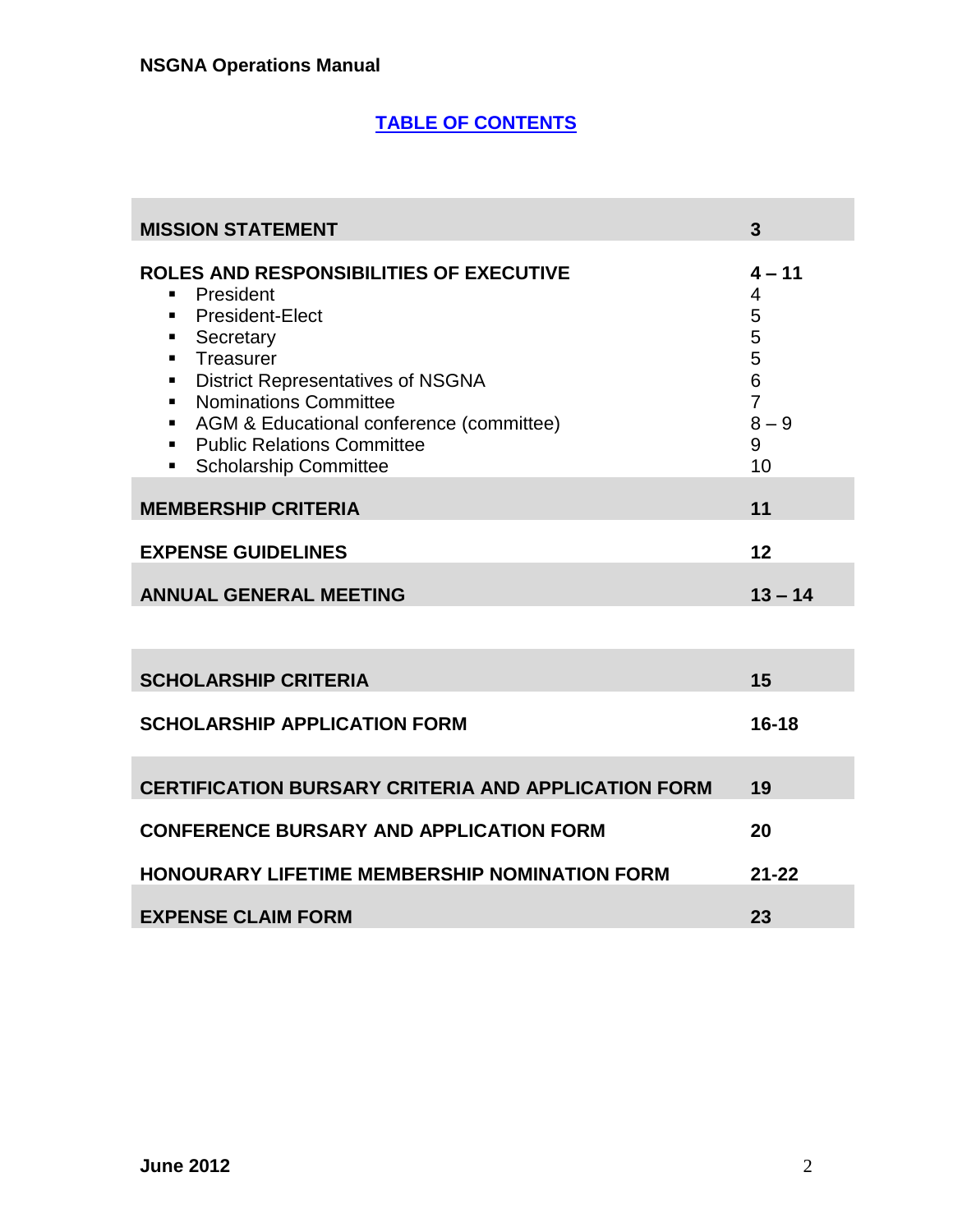# TABLE OF CONTENTS

| | |
|---|---|
| **MISSION STATEMENT** | **3** |
| **ROLES AND RESPONSIBILITIES OF EXECUTIVE** | **4 – 11** |
| ▪ President | 4 |
| ▪ President-Elect | 5 |
| ▪ Secretary | 5 |
| ▪ Treasurer | 5 |
| ▪ District Representatives of NSGNA | 6 |
| ▪ Nominations Committee | 7 |
| ▪ AGM & Educational conference (committee) | 8 – 9 |
| ▪ Public Relations Committee | 9 |
| ▪ Scholarship Committee | 10 |
| **MEMBERSHIP CRITERIA** | **11** |
| **EXPENSE GUIDELINES** | **12** |
| **ANNUAL GENERAL MEETING** | **13 – 14** |
| **SCHOLARSHIP CRITERIA** | **15** |
| **SCHOLARSHIP APPLICATION FORM** | **16-18** |
| **CERTIFICATION BURSARY CRITERIA AND APPLICATION FORM** | **19** |
| **CONFERENCE BURSARY AND APPLICATION FORM** | **20** |
| **HONOURARY LIFETIME MEMBERSHIP NOMINATION FORM** | **21-22** |
| **EXPENSE CLAIM FORM** | **23** |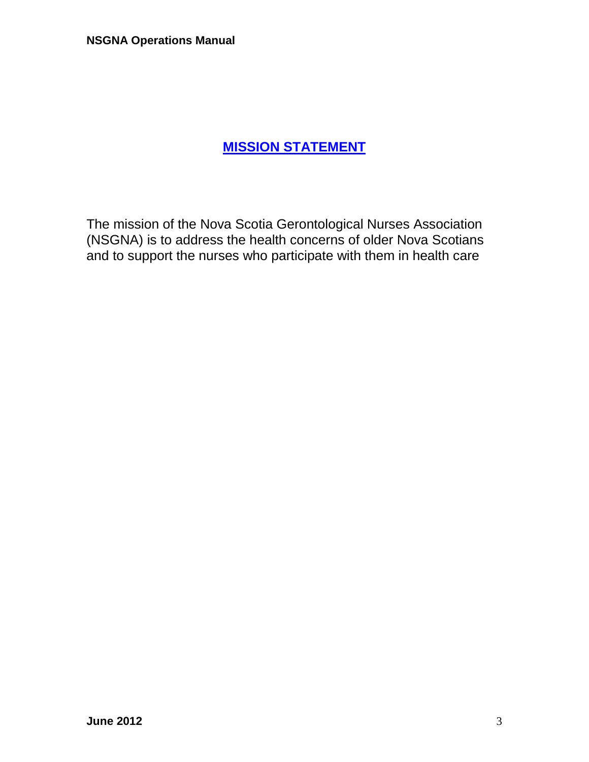# MISSION STATEMENT

The mission of the Nova Scotia Gerontological Nurses Association (NSGNA) is to address the health concerns of older Nova Scotians and to support the nurses who participate with them in health care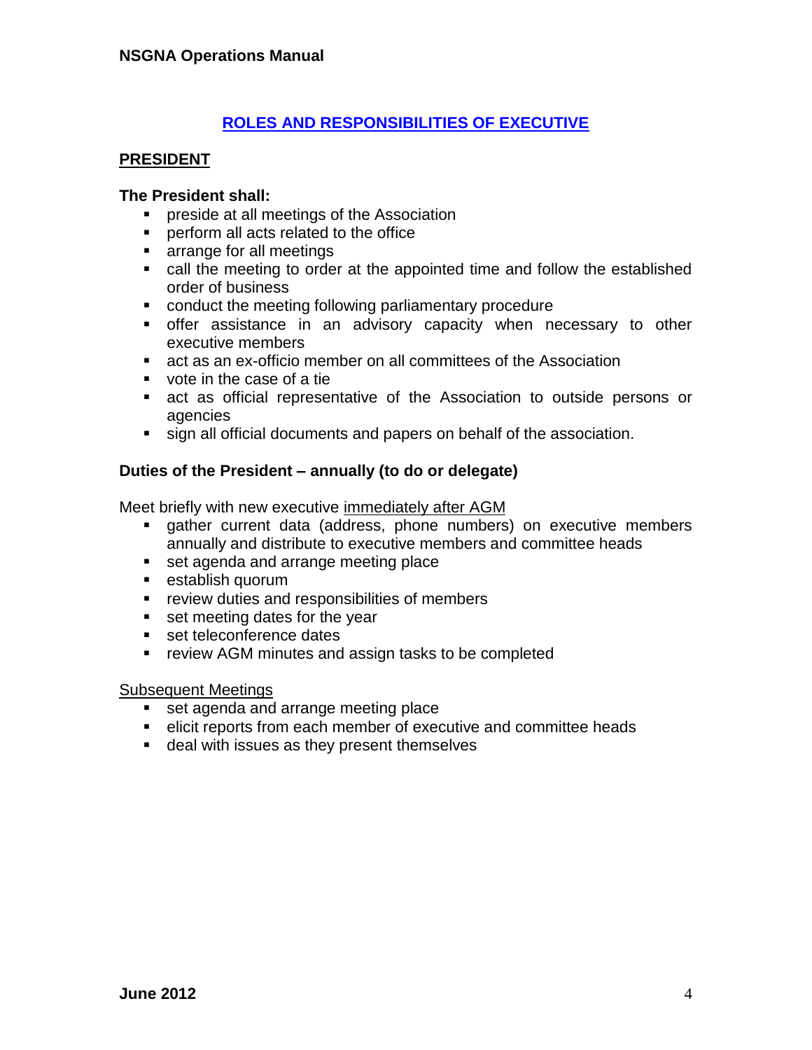## ROLES AND RESPONSIBILITIES OF EXECUTIVE

### PRESIDENT

**The President shall:**

- preside at all meetings of the Association
- perform all acts related to the office
- arrange for all meetings
- call the meeting to order at the appointed time and follow the established order of business
- conduct the meeting following parliamentary procedure
- offer assistance in an advisory capacity when necessary to other executive members
- act as an ex-officio member on all committees of the Association
- vote in the case of a tie
- act as official representative of the Association to outside persons or agencies
- sign all official documents and papers on behalf of the association.

**Duties of the President – annually (to do or delegate)**

Meet briefly with new executive immediately after AGM

- gather current data (address, phone numbers) on executive members annually and distribute to executive members and committee heads
- set agenda and arrange meeting place
- establish quorum
- review duties and responsibilities of members
- set meeting dates for the year
- set teleconference dates
- review AGM minutes and assign tasks to be completed

Subsequent Meetings

- set agenda and arrange meeting place
- elicit reports from each member of executive and committee heads
- deal with issues as they present themselves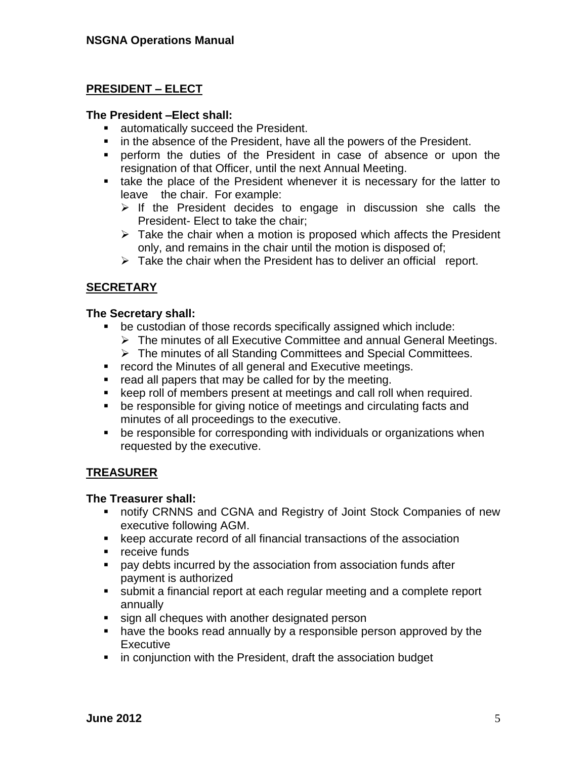## PRESIDENT – ELECT

**The President –Elect shall:**

- automatically succeed the President.
- in the absence of the President, have all the powers of the President.
- perform the duties of the President in case of absence or upon the resignation of that Officer, until the next Annual Meeting.
- take the place of the President whenever it is necessary for the latter to leave the chair. For example:
  - If the President decides to engage in discussion she calls the President- Elect to take the chair;
  - Take the chair when a motion is proposed which affects the President only, and remains in the chair until the motion is disposed of;
  - Take the chair when the President has to deliver an official report.

## SECRETARY

**The Secretary shall:**

- be custodian of those records specifically assigned which include:
  - The minutes of all Executive Committee and annual General Meetings.
  - The minutes of all Standing Committees and Special Committees.
- record the Minutes of all general and Executive meetings.
- read all papers that may be called for by the meeting.
- keep roll of members present at meetings and call roll when required.
- be responsible for giving notice of meetings and circulating facts and minutes of all proceedings to the executive.
- be responsible for corresponding with individuals or organizations when requested by the executive.

## TREASURER

**The Treasurer shall:**

- notify CRNNS and CGNA and Registry of Joint Stock Companies of new executive following AGM.
- keep accurate record of all financial transactions of the association
- receive funds
- pay debts incurred by the association from association funds after payment is authorized
- submit a financial report at each regular meeting and a complete report annually
- sign all cheques with another designated person
- have the books read annually by a responsible person approved by the Executive
- in conjunction with the President, draft the association budget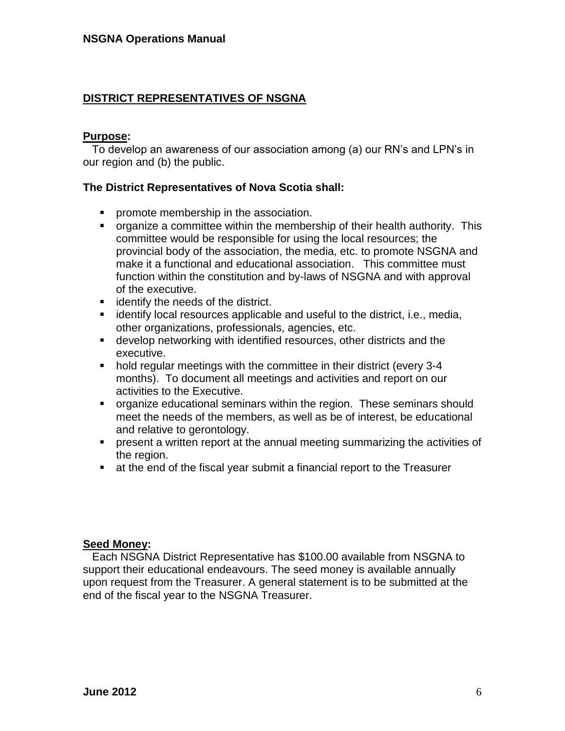## DISTRICT REPRESENTATIVES OF NSGNA

**Purpose:**

To develop an awareness of our association among (a) our RN's and LPN's in our region and (b) the public.

**The District Representatives of Nova Scotia shall:**

- promote membership in the association.
- organize a committee within the membership of their health authority. This committee would be responsible for using the local resources; the provincial body of the association, the media, etc. to promote NSGNA and make it a functional and educational association. This committee must function within the constitution and by-laws of NSGNA and with approval of the executive.
- identify the needs of the district.
- identify local resources applicable and useful to the district, i.e., media, other organizations, professionals, agencies, etc.
- develop networking with identified resources, other districts and the executive.
- hold regular meetings with the committee in their district (every 3-4 months). To document all meetings and activities and report on our activities to the Executive.
- organize educational seminars within the region. These seminars should meet the needs of the members, as well as be of interest, be educational and relative to gerontology.
- present a written report at the annual meeting summarizing the activities of the region.
- at the end of the fiscal year submit a financial report to the Treasurer

**Seed Money:**

Each NSGNA District Representative has $100.00 available from NSGNA to support their educational endeavours. The seed money is available annually upon request from the Treasurer. A general statement is to be submitted at the end of the fiscal year to the NSGNA Treasurer.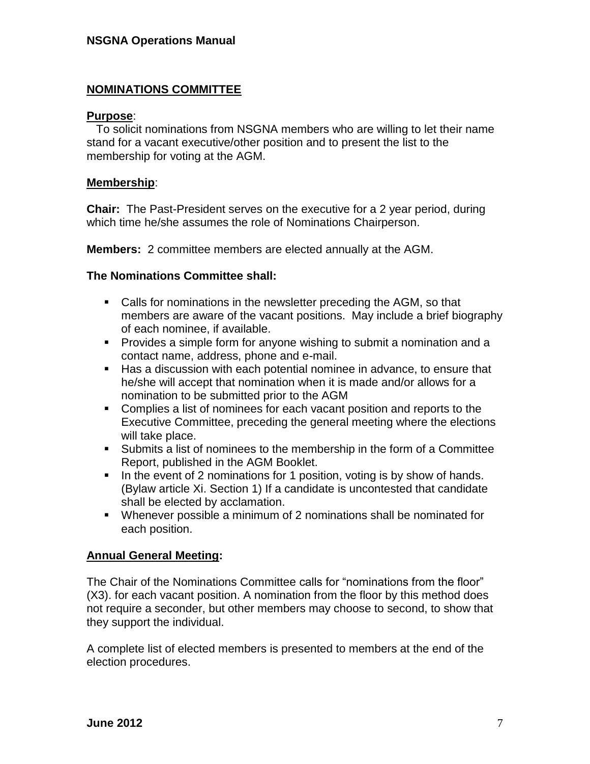## NOMINATIONS COMMITTEE

**Purpose**:

To solicit nominations from NSGNA members who are willing to let their name stand for a vacant executive/other position and to present the list to the membership for voting at the AGM.

**Membership**:

**Chair:** The Past-President serves on the executive for a 2 year period, during which time he/she assumes the role of Nominations Chairperson.

**Members:** 2 committee members are elected annually at the AGM.

**The Nominations Committee shall:**

- Calls for nominations in the newsletter preceding the AGM, so that members are aware of the vacant positions. May include a brief biography of each nominee, if available.
- Provides a simple form for anyone wishing to submit a nomination and a contact name, address, phone and e-mail.
- Has a discussion with each potential nominee in advance, to ensure that he/she will accept that nomination when it is made and/or allows for a nomination to be submitted prior to the AGM
- Complies a list of nominees for each vacant position and reports to the Executive Committee, preceding the general meeting where the elections will take place.
- Submits a list of nominees to the membership in the form of a Committee Report, published in the AGM Booklet.
- In the event of 2 nominations for 1 position, voting is by show of hands. (Bylaw article Xi. Section 1) If a candidate is uncontested that candidate shall be elected by acclamation.
- Whenever possible a minimum of 2 nominations shall be nominated for each position.

**Annual General Meeting:**

The Chair of the Nominations Committee calls for "nominations from the floor" (X3). for each vacant position. A nomination from the floor by this method does not require a seconder, but other members may choose to second, to show that they support the individual.

A complete list of elected members is presented to members at the end of the election procedures.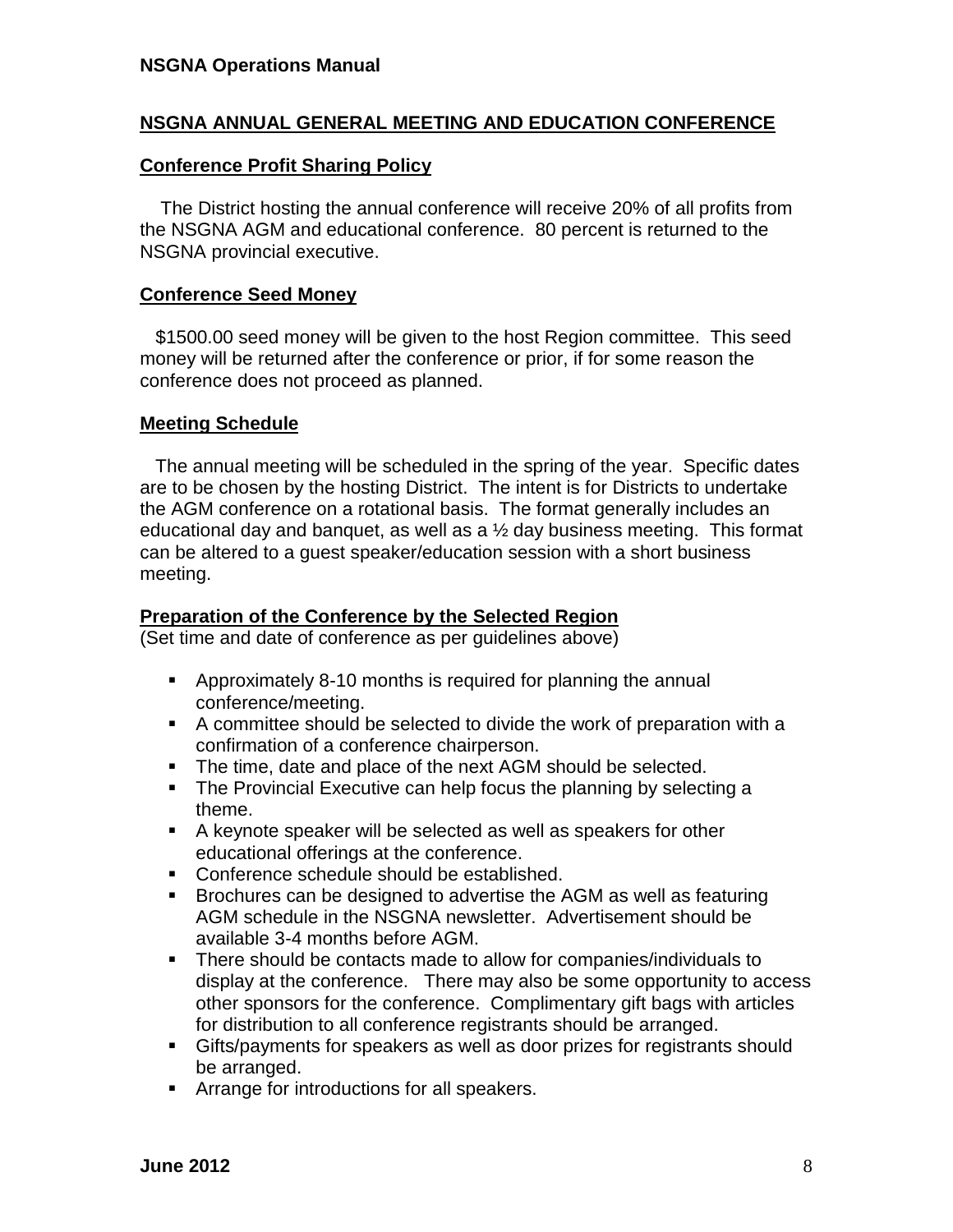## NSGNA ANNUAL GENERAL MEETING AND EDUCATION CONFERENCE

### Conference Profit Sharing Policy

The District hosting the annual conference will receive 20% of all profits from the NSGNA AGM and educational conference. 80 percent is returned to the NSGNA provincial executive.

### Conference Seed Money

$1500.00 seed money will be given to the host Region committee. This seed money will be returned after the conference or prior, if for some reason the conference does not proceed as planned.

### Meeting Schedule

The annual meeting will be scheduled in the spring of the year. Specific dates are to be chosen by the hosting District. The intent is for Districts to undertake the AGM conference on a rotational basis. The format generally includes an educational day and banquet, as well as a ½ day business meeting. This format can be altered to a guest speaker/education session with a short business meeting.

### Preparation of the Conference by the Selected Region

(Set time and date of conference as per guidelines above)

- Approximately 8-10 months is required for planning the annual conference/meeting.
- A committee should be selected to divide the work of preparation with a confirmation of a conference chairperson.
- The time, date and place of the next AGM should be selected.
- The Provincial Executive can help focus the planning by selecting a theme.
- A keynote speaker will be selected as well as speakers for other educational offerings at the conference.
- Conference schedule should be established.
- Brochures can be designed to advertise the AGM as well as featuring AGM schedule in the NSGNA newsletter. Advertisement should be available 3-4 months before AGM.
- There should be contacts made to allow for companies/individuals to display at the conference. There may also be some opportunity to access other sponsors for the conference. Complimentary gift bags with articles for distribution to all conference registrants should be arranged.
- Gifts/payments for speakers as well as door prizes for registrants should be arranged.
- Arrange for introductions for all speakers.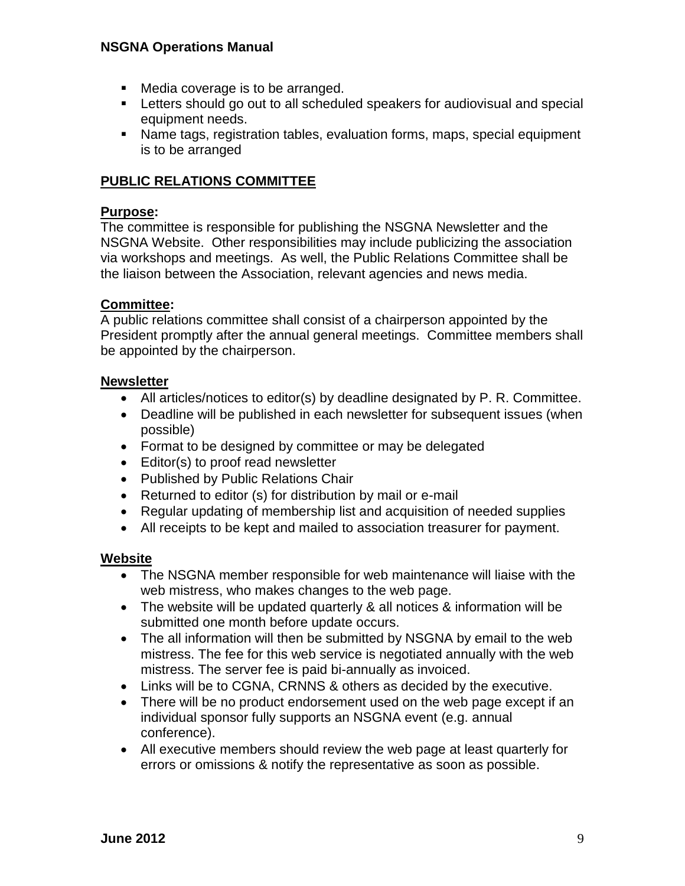- Media coverage is to be arranged.
- Letters should go out to all scheduled speakers for audiovisual and special equipment needs.
- Name tags, registration tables, evaluation forms, maps, special equipment is to be arranged

## PUBLIC RELATIONS COMMITTEE

### Purpose:

The committee is responsible for publishing the NSGNA Newsletter and the NSGNA Website. Other responsibilities may include publicizing the association via workshops and meetings. As well, the Public Relations Committee shall be the liaison between the Association, relevant agencies and news media.

### Committee:

A public relations committee shall consist of a chairperson appointed by the President promptly after the annual general meetings. Committee members shall be appointed by the chairperson.

### Newsletter

- All articles/notices to editor(s) by deadline designated by P. R. Committee.
- Deadline will be published in each newsletter for subsequent issues (when possible)
- Format to be designed by committee or may be delegated
- Editor(s) to proof read newsletter
- Published by Public Relations Chair
- Returned to editor (s) for distribution by mail or e-mail
- Regular updating of membership list and acquisition of needed supplies
- All receipts to be kept and mailed to association treasurer for payment.

### Website

- The NSGNA member responsible for web maintenance will liaise with the web mistress, who makes changes to the web page.
- The website will be updated quarterly & all notices & information will be submitted one month before update occurs.
- The all information will then be submitted by NSGNA by email to the web mistress. The fee for this web service is negotiated annually with the web mistress. The server fee is paid bi-annually as invoiced.
- Links will be to CGNA, CRNNS & others as decided by the executive.
- There will be no product endorsement used on the web page except if an individual sponsor fully supports an NSGNA event (e.g. annual conference).
- All executive members should review the web page at least quarterly for errors or omissions & notify the representative as soon as possible.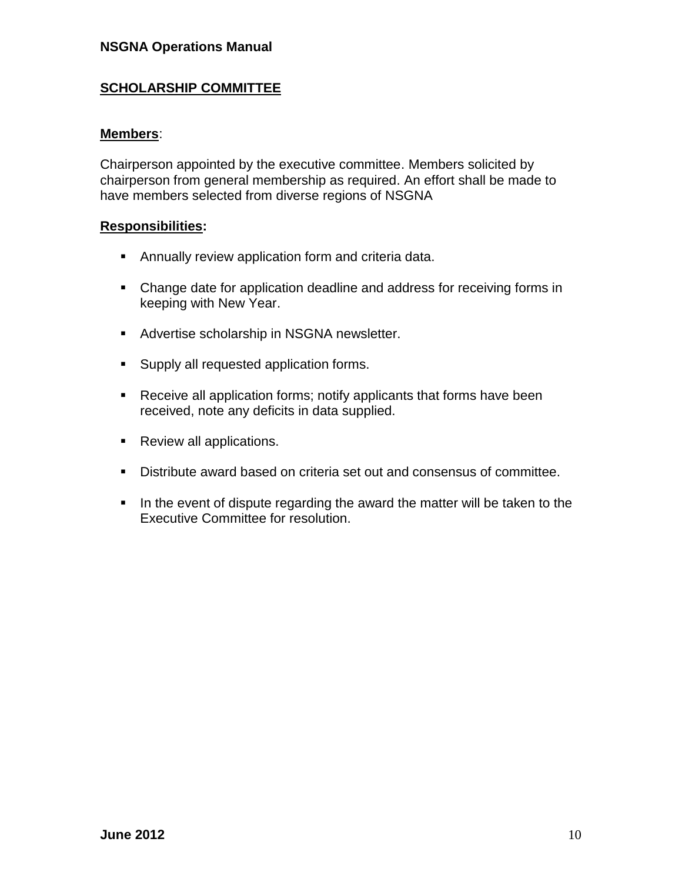## SCHOLARSHIP COMMITTEE

**Members**:

Chairperson appointed by the executive committee. Members solicited by chairperson from general membership as required. An effort shall be made to have members selected from diverse regions of NSGNA

**Responsibilities:**

- Annually review application form and criteria data.
- Change date for application deadline and address for receiving forms in keeping with New Year.
- Advertise scholarship in NSGNA newsletter.
- Supply all requested application forms.
- Receive all application forms; notify applicants that forms have been received, note any deficits in data supplied.
- Review all applications.
- Distribute award based on criteria set out and consensus of committee.
- In the event of dispute regarding the award the matter will be taken to the Executive Committee for resolution.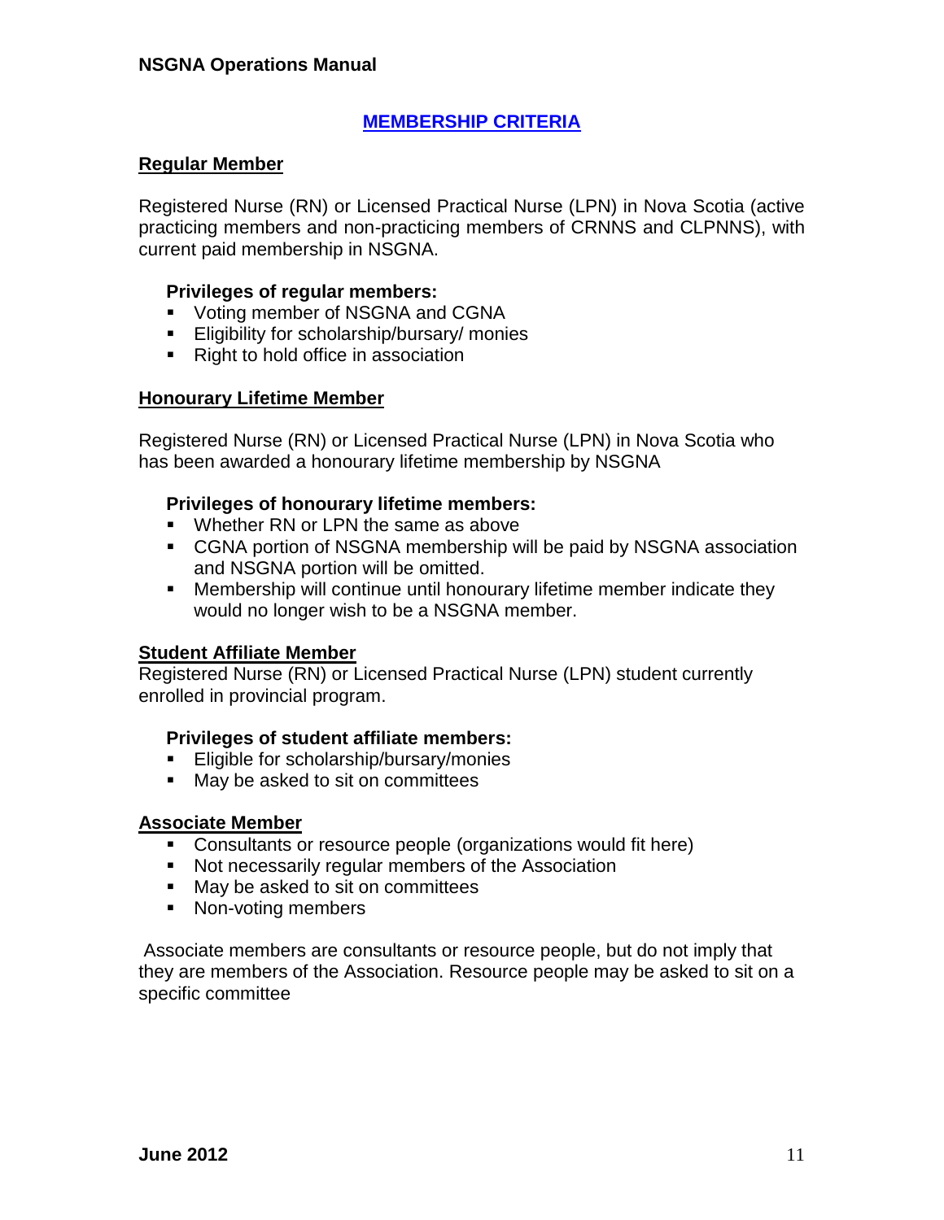## MEMBERSHIP CRITERIA

### Regular Member

Registered Nurse (RN) or Licensed Practical Nurse (LPN) in Nova Scotia (active practicing members and non-practicing members of CRNNS and CLPNNS), with current paid membership in NSGNA.

**Privileges of regular members:**

- Voting member of NSGNA and CGNA
- Eligibility for scholarship/bursary/ monies
- Right to hold office in association

### Honourary Lifetime Member

Registered Nurse (RN) or Licensed Practical Nurse (LPN) in Nova Scotia who has been awarded a honourary lifetime membership by NSGNA

**Privileges of honourary lifetime members:**

- Whether RN or LPN the same as above
- CGNA portion of NSGNA membership will be paid by NSGNA association and NSGNA portion will be omitted.
- Membership will continue until honourary lifetime member indicate they would no longer wish to be a NSGNA member.

### Student Affiliate Member

Registered Nurse (RN) or Licensed Practical Nurse (LPN) student currently enrolled in provincial program.

**Privileges of student affiliate members:**

- Eligible for scholarship/bursary/monies
- May be asked to sit on committees

### Associate Member

- Consultants or resource people (organizations would fit here)
- Not necessarily regular members of the Association
- May be asked to sit on committees
- Non-voting members

Associate members are consultants or resource people, but do not imply that they are members of the Association. Resource people may be asked to sit on a specific committee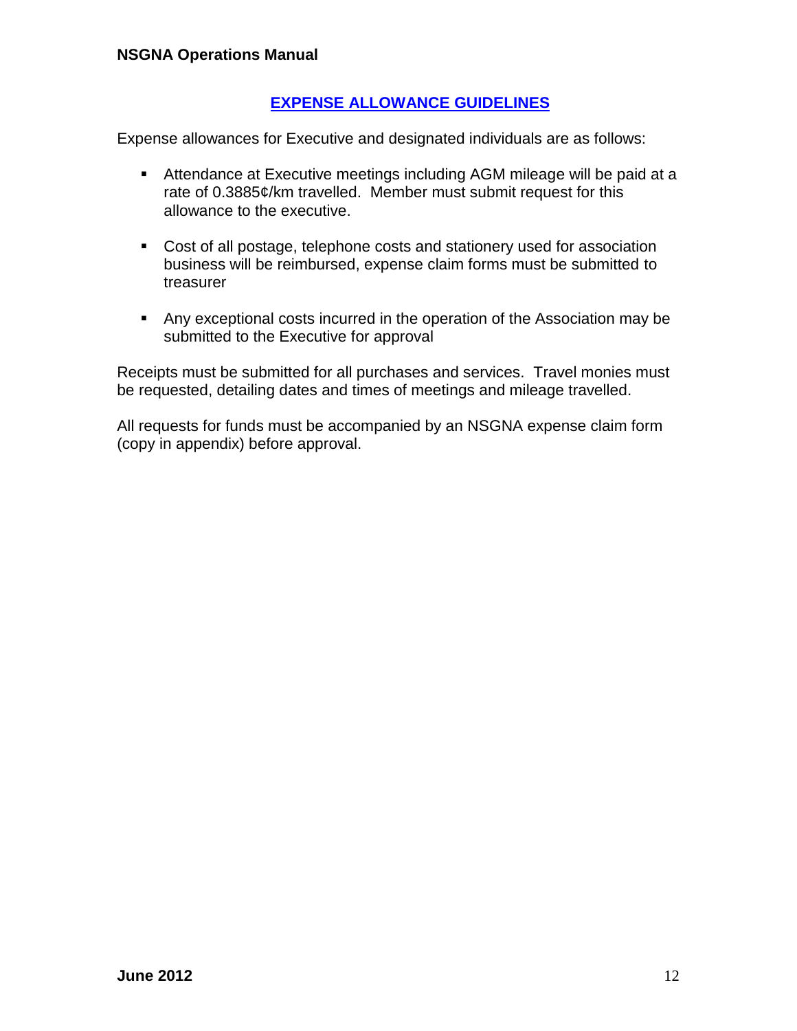## EXPENSE ALLOWANCE GUIDELINES

Expense allowances for Executive and designated individuals are as follows:

- Attendance at Executive meetings including AGM mileage will be paid at a rate of 0.3885¢/km travelled. Member must submit request for this allowance to the executive.
- Cost of all postage, telephone costs and stationery used for association business will be reimbursed, expense claim forms must be submitted to treasurer
- Any exceptional costs incurred in the operation of the Association may be submitted to the Executive for approval

Receipts must be submitted for all purchases and services. Travel monies must be requested, detailing dates and times of meetings and mileage travelled.

All requests for funds must be accompanied by an NSGNA expense claim form (copy in appendix) before approval.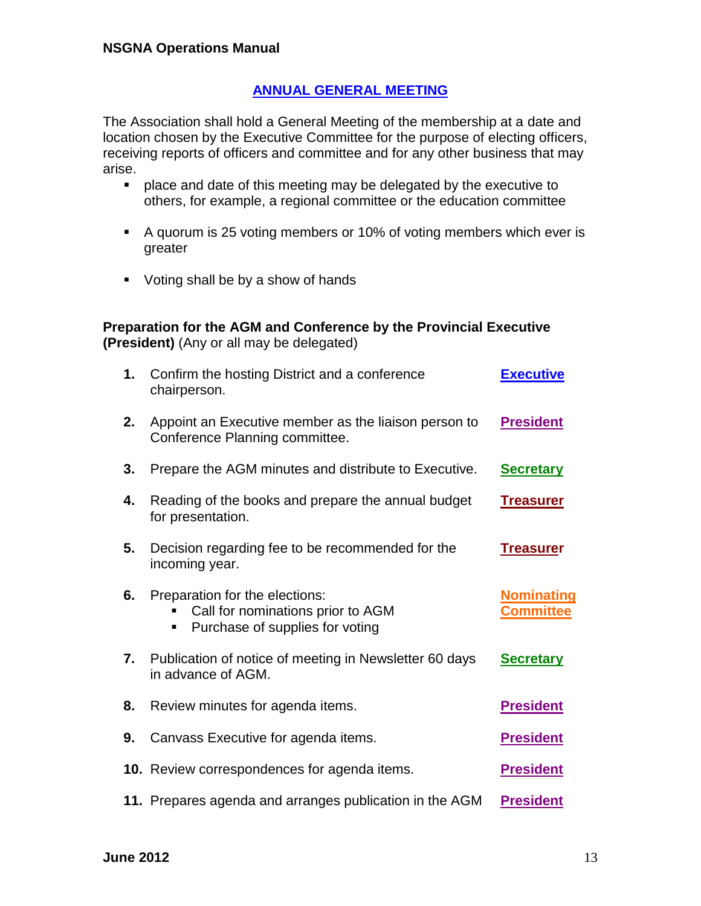## ANNUAL GENERAL MEETING

The Association shall hold a General Meeting of the membership at a date and location chosen by the Executive Committee for the purpose of electing officers, receiving reports of officers and committee and for any other business that may arise.

- place and date of this meeting may be delegated by the executive to others, for example, a regional committee or the education committee
- A quorum is 25 voting members or 10% of voting members which ever is greater
- Voting shall be by a show of hands

**Preparation for the AGM and Conference by the Provincial Executive (President)** (Any or all may be delegated)

| | | |
|---|---|---|
| **1.** | Confirm the hosting District and a conference chairperson. | **Executive** |
| **2.** | Appoint an Executive member as the liaison person to Conference Planning committee. | **President** |
| **3.** | Prepare the AGM minutes and distribute to Executive. | **Secretary** |
| **4.** | Reading of the books and prepare the annual budget for presentation. | **Treasurer** |
| **5.** | Decision regarding fee to be recommended for the incoming year. | **Treasurer** |
| **6.** | Preparation for the elections:<br>▪ Call for nominations prior to AGM<br>▪ Purchase of supplies for voting | **Nominating Committee** |
| **7.** | Publication of notice of meeting in Newsletter 60 days in advance of AGM. | **Secretary** |
| **8.** | Review minutes for agenda items. | **President** |
| **9.** | Canvass Executive for agenda items. | **President** |
| **10.** | Review correspondences for agenda items. | **President** |
| **11.** | Prepares agenda and arranges publication in the AGM | **President** |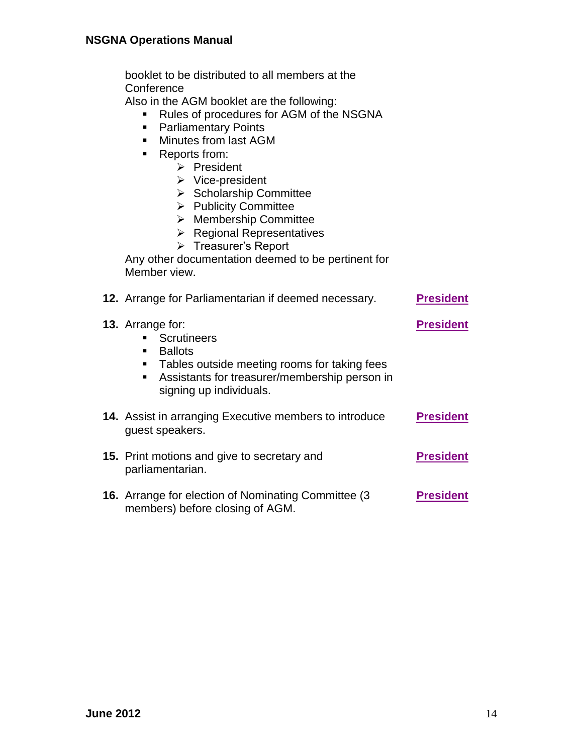booklet to be distributed to all members at the Conference
Also in the AGM booklet are the following:

- Rules of procedures for AGM of the NSGNA
- Parliamentary Points
- Minutes from last AGM
- Reports from:
  - President
  - Vice-president
  - Scholarship Committee
  - Publicity Committee
  - Membership Committee
  - Regional Representatives
  - Treasurer's Report

Any other documentation deemed to be pertinent for Member view.

**12.** Arrange for Parliamentarian if deemed necessary. — **President**

**13.** Arrange for: — **President**

- Scrutineers
- Ballots
- Tables outside meeting rooms for taking fees
- Assistants for treasurer/membership person in signing up individuals.

**14.** Assist in arranging Executive members to introduce guest speakers. — **President**

**15.** Print motions and give to secretary and parliamentarian. — **President**

**16.** Arrange for election of Nominating Committee (3 members) before closing of AGM. — **President**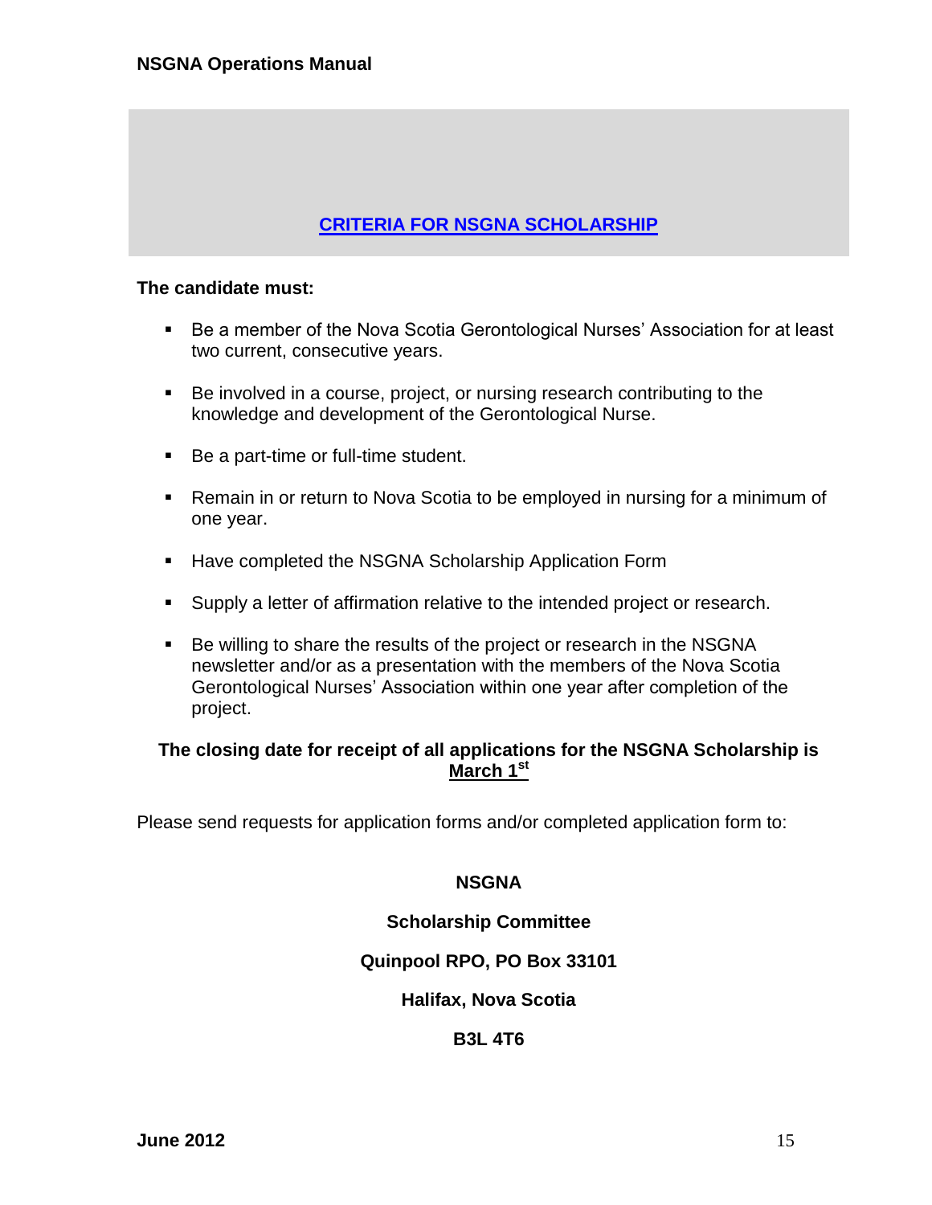## CRITERIA FOR NSGNA SCHOLARSHIP

**The candidate must:**

- Be a member of the Nova Scotia Gerontological Nurses' Association for at least two current, consecutive years.
- Be involved in a course, project, or nursing research contributing to the knowledge and development of the Gerontological Nurse.
- Be a part-time or full-time student.
- Remain in or return to Nova Scotia to be employed in nursing for a minimum of one year.
- Have completed the NSGNA Scholarship Application Form
- Supply a letter of affirmation relative to the intended project or research.
- Be willing to share the results of the project or research in the NSGNA newsletter and/or as a presentation with the members of the Nova Scotia Gerontological Nurses' Association within one year after completion of the project.

**The closing date for receipt of all applications for the NSGNA Scholarship is March 1st**

Please send requests for application forms and/or completed application form to:

**NSGNA**

**Scholarship Committee**

**Quinpool RPO, PO Box 33101**

**Halifax, Nova Scotia**

**B3L 4T6**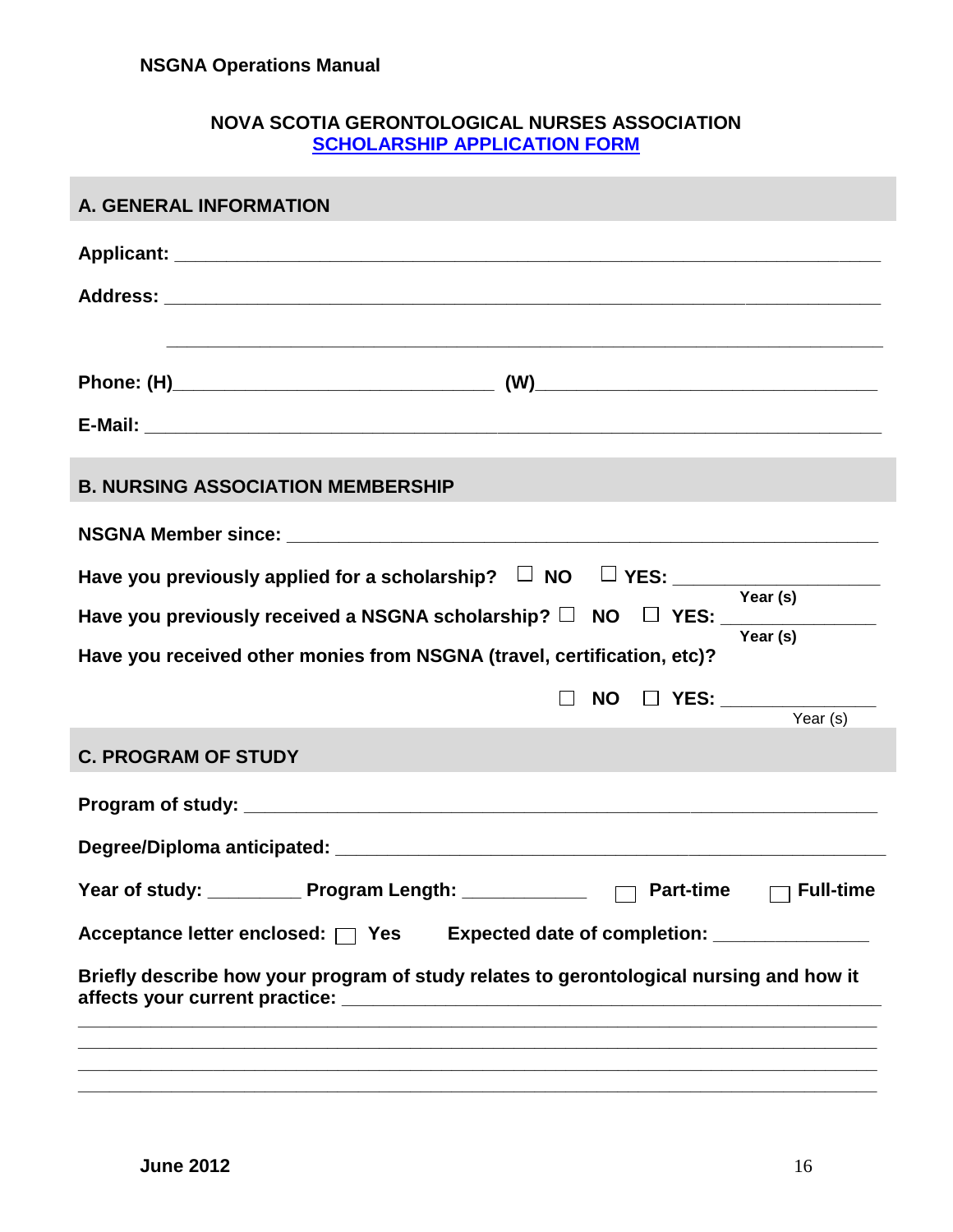**NOVA SCOTIA GERONTOLOGICAL NURSES ASSOCIATION**

**SCHOLARSHIP APPLICATION FORM**

## A. GENERAL INFORMATION

**Applicant:** ______________________________________________________________

**Address:** ______________________________________________________________

______________________________________________________________

**Phone: (H)**______________________________ **(W)**______________________________

**E-Mail:** ______________________________________________________________

## B. NURSING ASSOCIATION MEMBERSHIP

**NSGNA Member since:** ______________________________________________________

**Have you previously applied for a scholarship?** ☐ **NO** ☐ **YES:** __________________ Year (s)

**Have you previously received a NSGNA scholarship?** ☐ **NO** ☐ **YES:** ______________ Year (s)

**Have you received other monies from NSGNA (travel, certification, etc)?**

☐ **NO** ☐ **YES:** ______________ Year (s)

## C. PROGRAM OF STUDY

**Program of study:** ______________________________________________________

**Degree/Diploma anticipated:** ______________________________________________

**Year of study:** _________ **Program Length:** ____________ ☐ **Part-time** ☐ **Full-time**

**Acceptance letter enclosed:** ☐ **Yes** **Expected date of completion:** ______________

**Briefly describe how your program of study relates to gerontological nursing and how it affects your current practice:** ______________________________________________

______________________________________________________________

______________________________________________________________

______________________________________________________________

______________________________________________________________

**June 2012**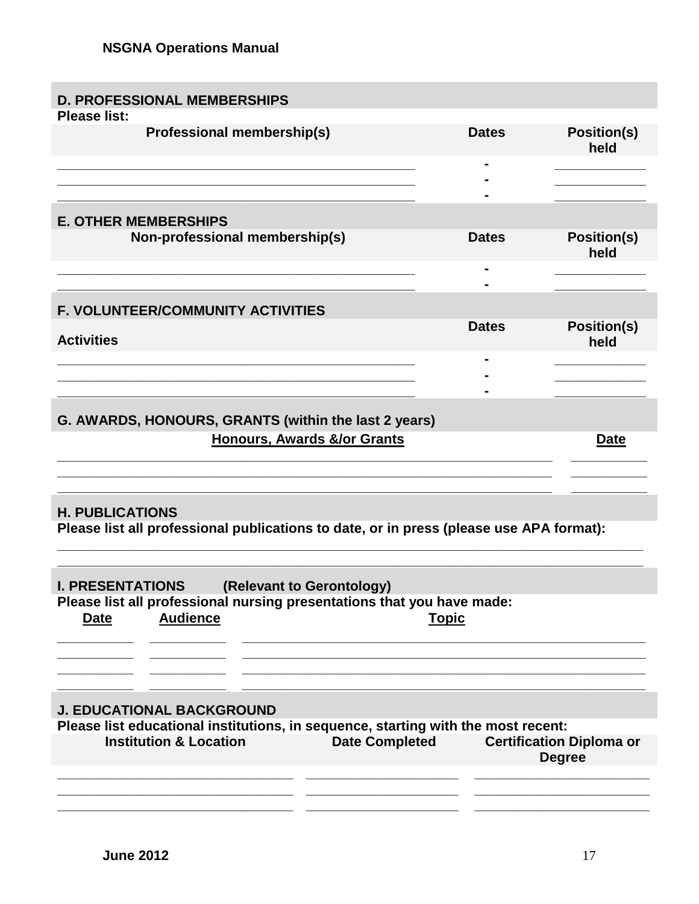## D. PROFESSIONAL MEMBERSHIPS

**Please list:**

| Professional membership(s) | Dates | Position(s) held |
|---|---|---|
| | - | |
| | - | |
| | - | |

## E. OTHER MEMBERSHIPS

| Non-professional membership(s) | Dates | Position(s) held |
|---|---|---|
| | - | |
| | - | |

## F. VOLUNTEER/COMMUNITY ACTIVITIES

| Activities | Dates | Position(s) held |
|---|---|---|
| | - | |
| | - | |
| | - | |

## G. AWARDS, HONOURS, GRANTS (within the last 2 years)

| Honours, Awards &/or Grants | Date |
|---|---|
| | |
| | |
| | |

## H. PUBLICATIONS

**Please list all professional publications to date, or in press (please use APA format):**

\_\_\_\_\_\_\_\_\_\_\_\_\_\_\_\_\_\_\_\_\_\_\_\_\_\_\_\_\_\_\_\_\_\_\_\_\_\_\_\_\_\_\_\_\_\_\_\_\_\_\_\_\_\_\_\_\_\_\_\_

\_\_\_\_\_\_\_\_\_\_\_\_\_\_\_\_\_\_\_\_\_\_\_\_\_\_\_\_\_\_\_\_\_\_\_\_\_\_\_\_\_\_\_\_\_\_\_\_\_\_\_\_\_\_\_\_\_\_\_\_

## I. PRESENTATIONS (Relevant to Gerontology)

**Please list all professional nursing presentations that you have made:**

| Date | Audience | Topic |
|---|---|---|
| | | |
| | | |
| | | |
| | | |

## J. EDUCATIONAL BACKGROUND

**Please list educational institutions, in sequence, starting with the most recent:**

| Institution & Location | Date Completed | Certification Diploma or Degree |
|---|---|---|
| | | |
| | | |
| | | |

**June 2012**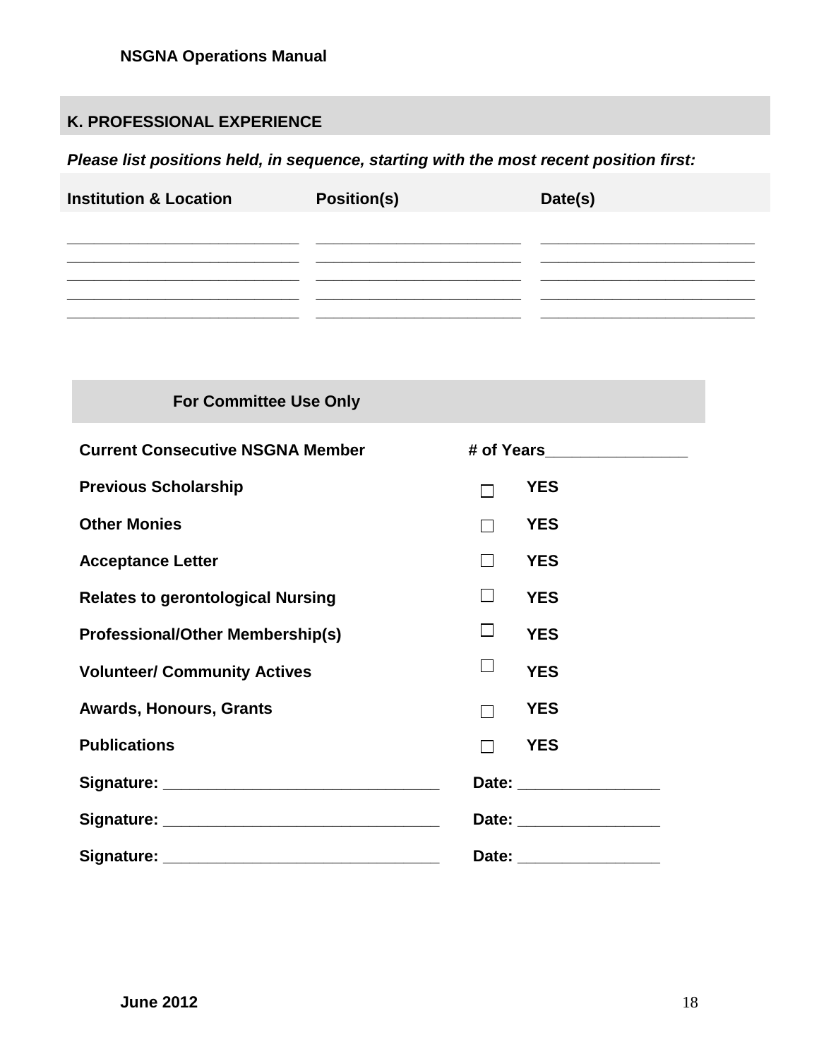## K. PROFESSIONAL EXPERIENCE

***Please list positions held, in sequence, starting with the most recent position first:***

| Institution & Location | Position(s) | Date(s) |
|---|---|---|
| ___________________________ | ________________________ | _________________________ |
| ___________________________ | ________________________ | _________________________ |
| ___________________________ | ________________________ | _________________________ |
| ___________________________ | ________________________ | _________________________ |
| ___________________________ | ________________________ | _________________________ |

### For Committee Use Only

| | |
|---|---|
| **Current Consecutive NSGNA Member** | **# of Years**________________ |
| **Previous Scholarship** | ☐ **YES** |
| **Other Monies** | ☐ **YES** |
| **Acceptance Letter** | ☐ **YES** |
| **Relates to gerontological Nursing** | ☐ **YES** |
| **Professional/Other Membership(s)** | ☐ **YES** |
| **Volunteer/ Community Actives** | ☐ **YES** |
| **Awards, Honours, Grants** | ☐ **YES** |
| **Publications** | ☐ **YES** |

**Signature:** _______________________________ **Date:** ________________

**Signature:** _______________________________ **Date:** ________________

**Signature:** _______________________________ **Date:** ________________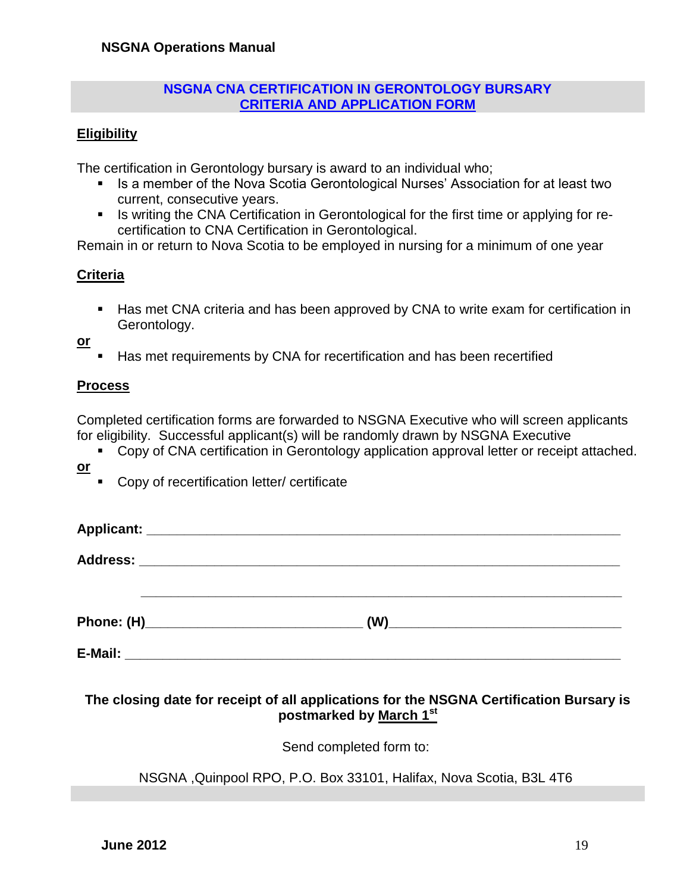## NSGNA CNA CERTIFICATION IN GERONTOLOGY BURSARY
## CRITERIA AND APPLICATION FORM

### Eligibility

The certification in Gerontology bursary is award to an individual who;

- Is a member of the Nova Scotia Gerontological Nurses' Association for at least two current, consecutive years.
- Is writing the CNA Certification in Gerontological for the first time or applying for re-certification to CNA Certification in Gerontological.

Remain in or return to Nova Scotia to be employed in nursing for a minimum of one year

### Criteria

- Has met CNA criteria and has been approved by CNA to write exam for certification in Gerontology.

**or**

- Has met requirements by CNA for recertification and has been recertified

### Process

Completed certification forms are forwarded to NSGNA Executive who will screen applicants for eligibility. Successful applicant(s) will be randomly drawn by NSGNA Executive

- Copy of CNA certification in Gerontology application approval letter or receipt attached.

**or**

- Copy of recertification letter/ certificate

**Applicant:** ______________________________________________

**Address:** ______________________________________________

______________________________________________

**Phone: (H)**________________________ **(W)**________________________

**E-Mail:** ______________________________________________

**The closing date for receipt of all applications for the NSGNA Certification Bursary is postmarked by March 1st**

Send completed form to:

NSGNA ,Quinpool RPO, P.O. Box 33101, Halifax, Nova Scotia, B3L 4T6

**June 2012**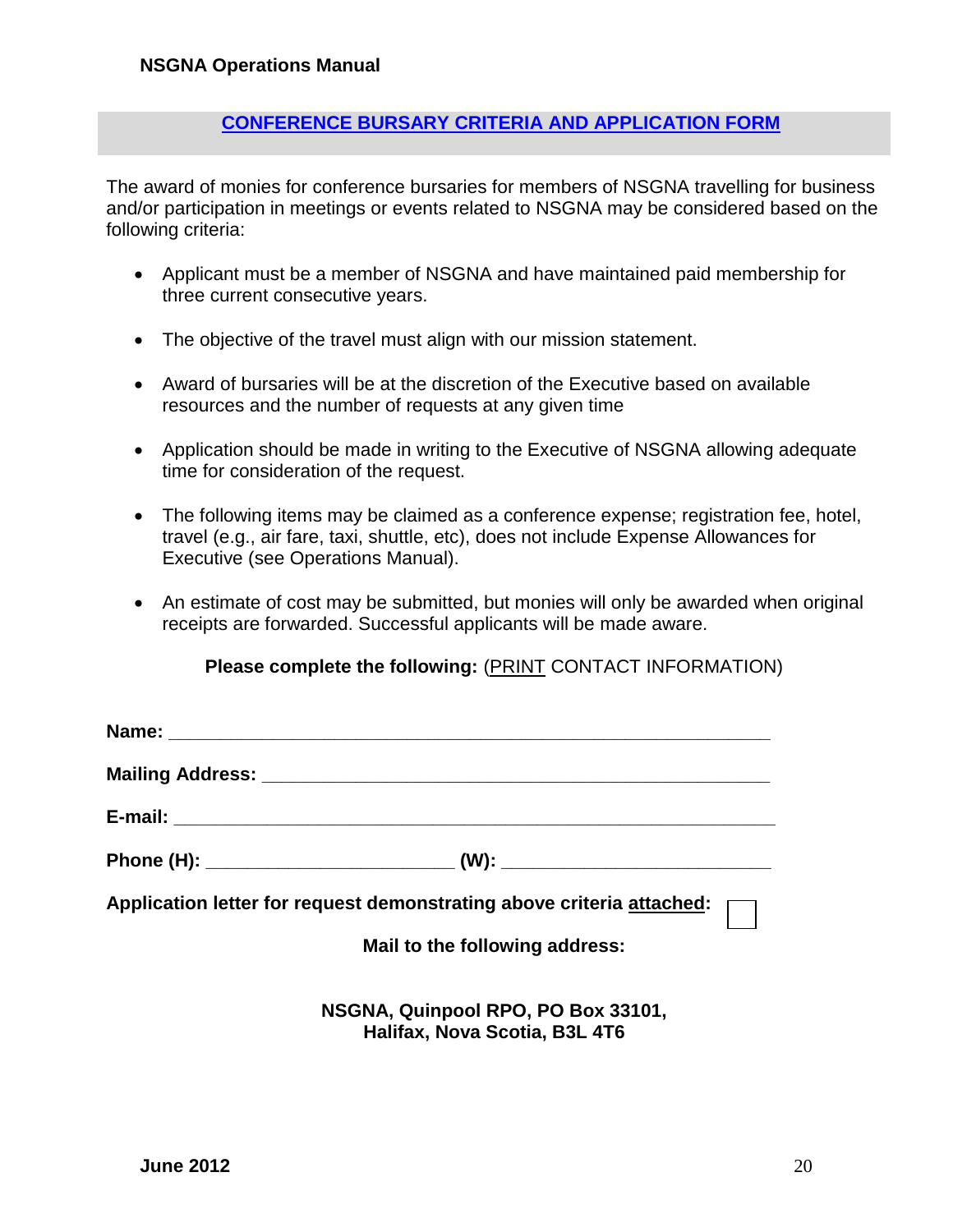## CONFERENCE BURSARY CRITERIA AND APPLICATION FORM

The award of monies for conference bursaries for members of NSGNA travelling for business and/or participation in meetings or events related to NSGNA may be considered based on the following criteria:

- Applicant must be a member of NSGNA and have maintained paid membership for three current consecutive years.
- The objective of the travel must align with our mission statement.
- Award of bursaries will be at the discretion of the Executive based on available resources and the number of requests at any given time
- Application should be made in writing to the Executive of NSGNA allowing adequate time for consideration of the request.
- The following items may be claimed as a conference expense; registration fee, hotel, travel (e.g., air fare, taxi, shuttle, etc), does not include Expense Allowances for Executive (see Operations Manual).
- An estimate of cost may be submitted, but monies will only be awarded when original receipts are forwarded. Successful applicants will be made aware.

**Please complete the following:** (<u>PRINT</u> CONTACT INFORMATION)

**Name:** ________________________________________________________

**Mailing Address:** _______________________________________________

**E-mail:** _______________________________________________________

**Phone (H):** _______________________ **(W):** _________________________

**Application letter for request demonstrating above criteria <u>attached</u>:** ☐

**Mail to the following address:**

**NSGNA, Quinpool RPO, PO Box 33101,**
**Halifax, Nova Scotia, B3L 4T6**

**June 2012**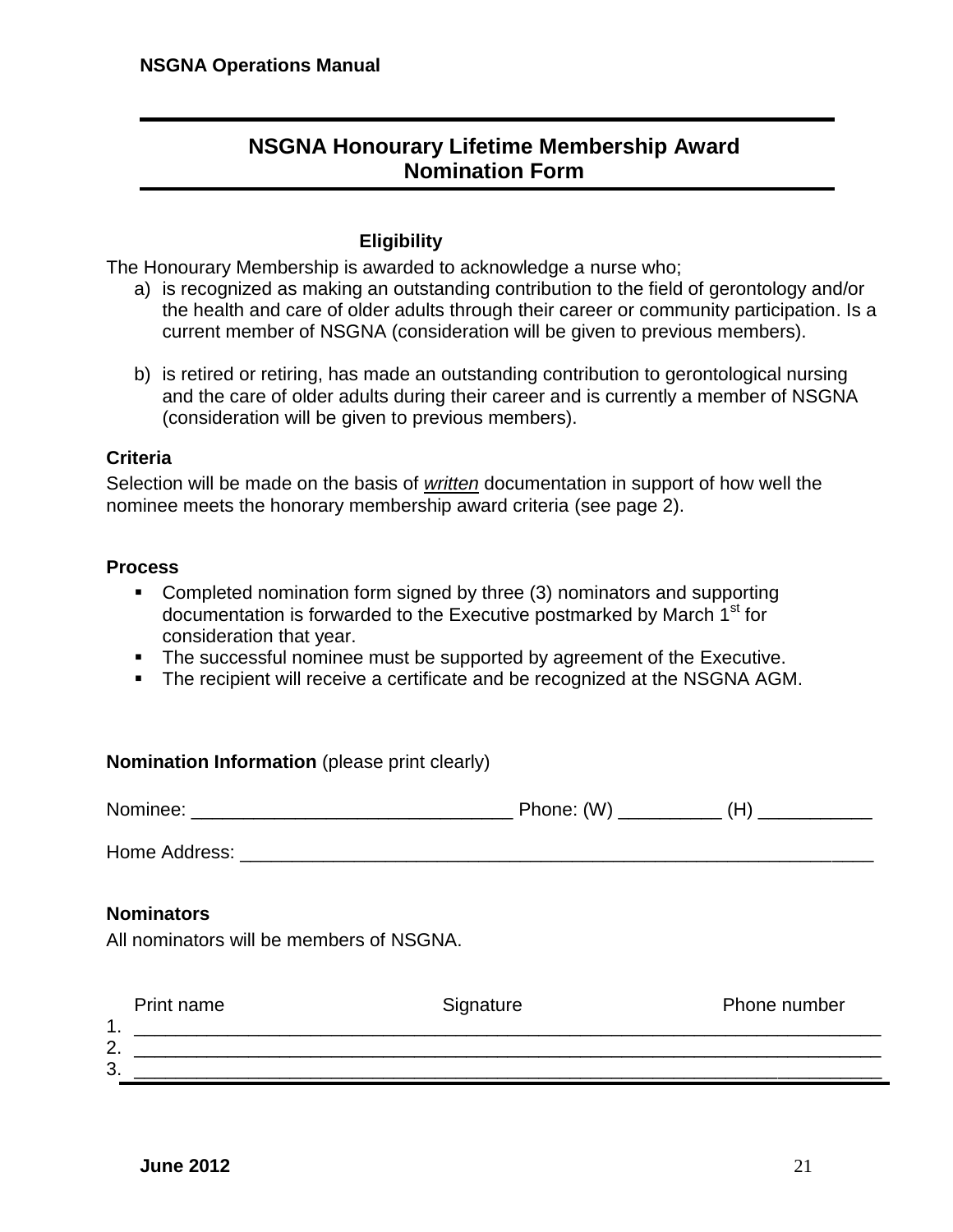## NSGNA Honourary Lifetime Membership Award Nomination Form

### Eligibility

The Honourary Membership is awarded to acknowledge a nurse who;

a) is recognized as making an outstanding contribution to the field of gerontology and/or the health and care of older adults through their career or community participation. Is a current member of NSGNA (consideration will be given to previous members).

b) is retired or retiring, has made an outstanding contribution to gerontological nursing and the care of older adults during their career and is currently a member of NSGNA (consideration will be given to previous members).

**Criteria**

Selection will be made on the basis of *written* documentation in support of how well the nominee meets the honorary membership award criteria (see page 2).

**Process**

- Completed nomination form signed by three (3) nominators and supporting documentation is forwarded to the Executive postmarked by March 1st for consideration that year.
- The successful nominee must be supported by agreement of the Executive.
- The recipient will receive a certificate and be recognized at the NSGNA AGM.

**Nomination Information** (please print clearly)

Nominee: _______________________________ Phone: (W) __________ (H) ___________

Home Address: _____________________________________________________________

**Nominators**

All nominators will be members of NSGNA.

| | Print name | Signature | Phone number |
|---|---|---|---|
| 1. | | | |
| 2. | | | |
| 3. | | | |

June 2012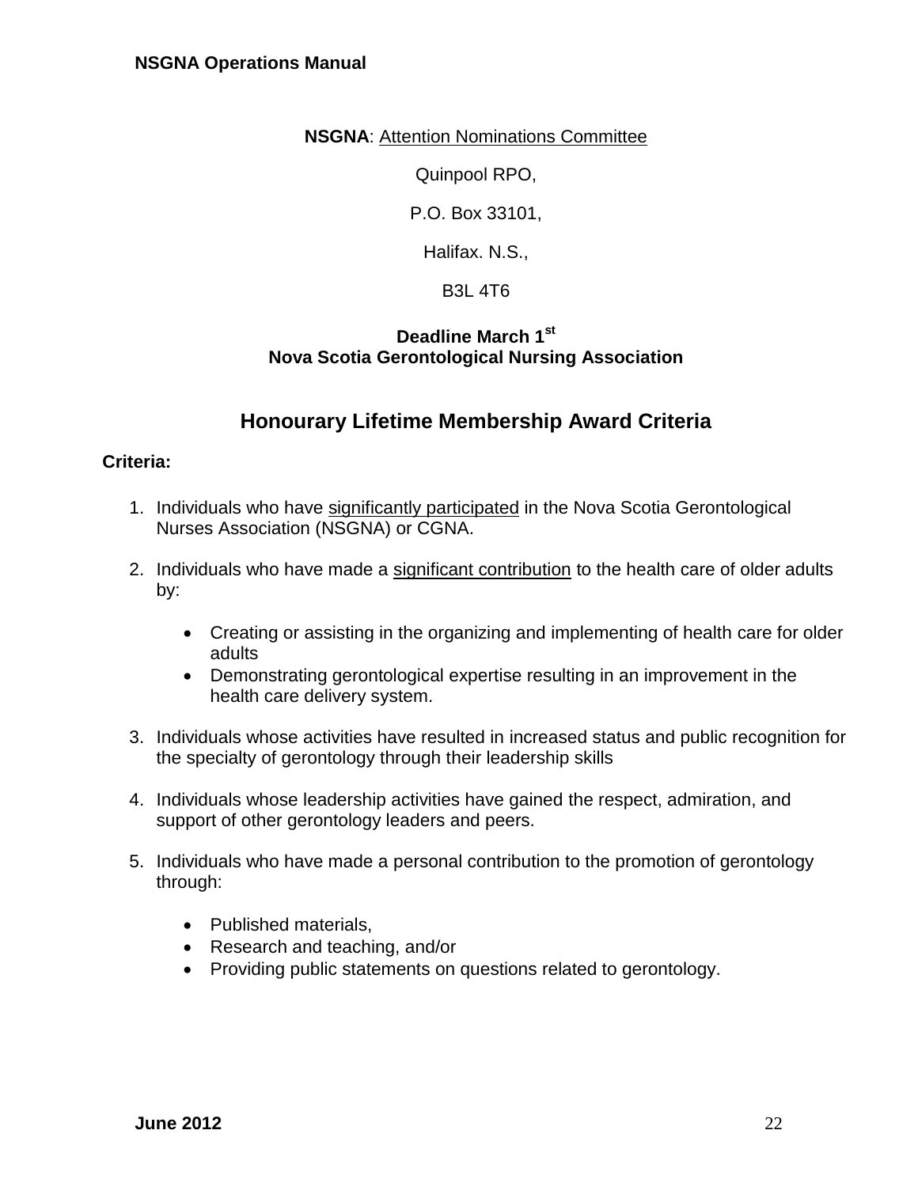**NSGNA**: Attention Nominations Committee

Quinpool RPO,

P.O. Box 33101,

Halifax. N.S.,

B3L 4T6

**Deadline March 1st**
**Nova Scotia Gerontological Nursing Association**

## Honourary Lifetime Membership Award Criteria

**Criteria:**

1. Individuals who have significantly participated in the Nova Scotia Gerontological Nurses Association (NSGNA) or CGNA.

2. Individuals who have made a significant contribution to the health care of older adults by:

   - Creating or assisting in the organizing and implementing of health care for older adults
   - Demonstrating gerontological expertise resulting in an improvement in the health care delivery system.

3. Individuals whose activities have resulted in increased status and public recognition for the specialty of gerontology through their leadership skills

4. Individuals whose leadership activities have gained the respect, admiration, and support of other gerontology leaders and peers.

5. Individuals who have made a personal contribution to the promotion of gerontology through:

   - Published materials,
   - Research and teaching, and/or
   - Providing public statements on questions related to gerontology.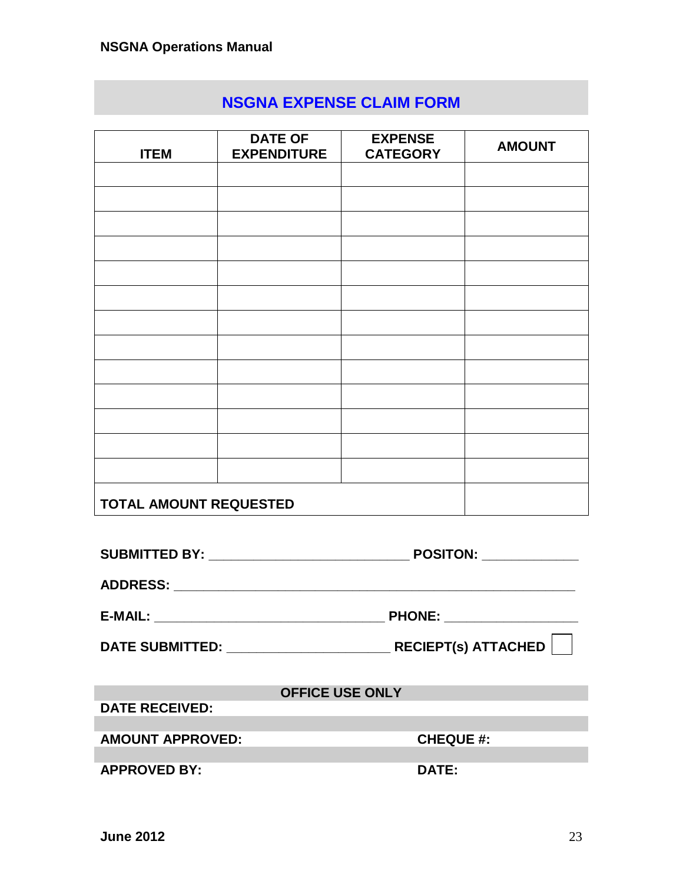# NSGNA EXPENSE CLAIM FORM

| ITEM | DATE OF EXPENDITURE | EXPENSE CATEGORY | AMOUNT |
|---|---|---|---|
| | | | |
| | | | |
| | | | |
| | | | |
| | | | |
| | | | |
| | | | |
| | | | |
| | | | |
| | | | |
| | | | |
| | | | |
| | | | |
| **TOTAL AMOUNT REQUESTED** | | | |

**SUBMITTED BY:** ___________________________ **POSITON:** _____________

**ADDRESS:** _______________________________________________________

**E-MAIL:** _______________________________ **PHONE:** __________________

**DATE SUBMITTED:** ______________________ **RECIEPT(s) ATTACHED** ☐

**OFFICE USE ONLY**

**DATE RECEIVED:**

**AMOUNT APPROVED:** **CHEQUE #:**

**APPROVED BY:** **DATE:**

**June 2012**